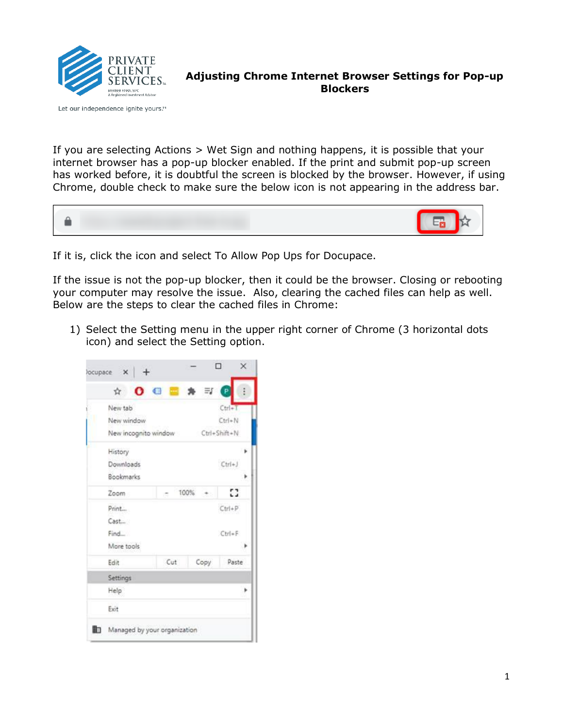# Adjusting Chrome Internet Browser Settings for Pop-up Blockers

If you are selecting Actions > Wet Sign and nothing happens, it is possible that your internet browser has a pop-up blocker enabled. If the print and submit pop-up screen has worked before, it is doubtful the screen is blocked by the browser. However, if using Chrome, double check to make sure the below icon is not appearing in the address bar.

If it is, click the icon and select To Allow Pop Ups for Docupace.

If the issue is not the pop-up blocker, then it could be the browser. Closing or rebooting your computer may resolve the issue. Also, clearing the cached files can help as well. Below are the steps to clear the cached files in Chrome:

1) Select the Setting menu in the upper right corner of Chrome (3 horizontal dots icon) and select the Setting option.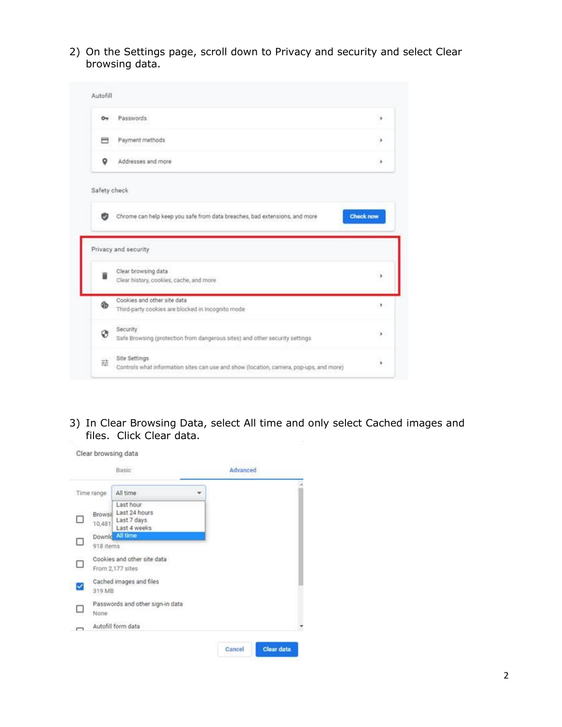2) On the Settings page, scroll down to Privacy and security and select Clear browsing data.

3) In Clear Browsing Data, select All time and only select Cached images and files. Click Clear data.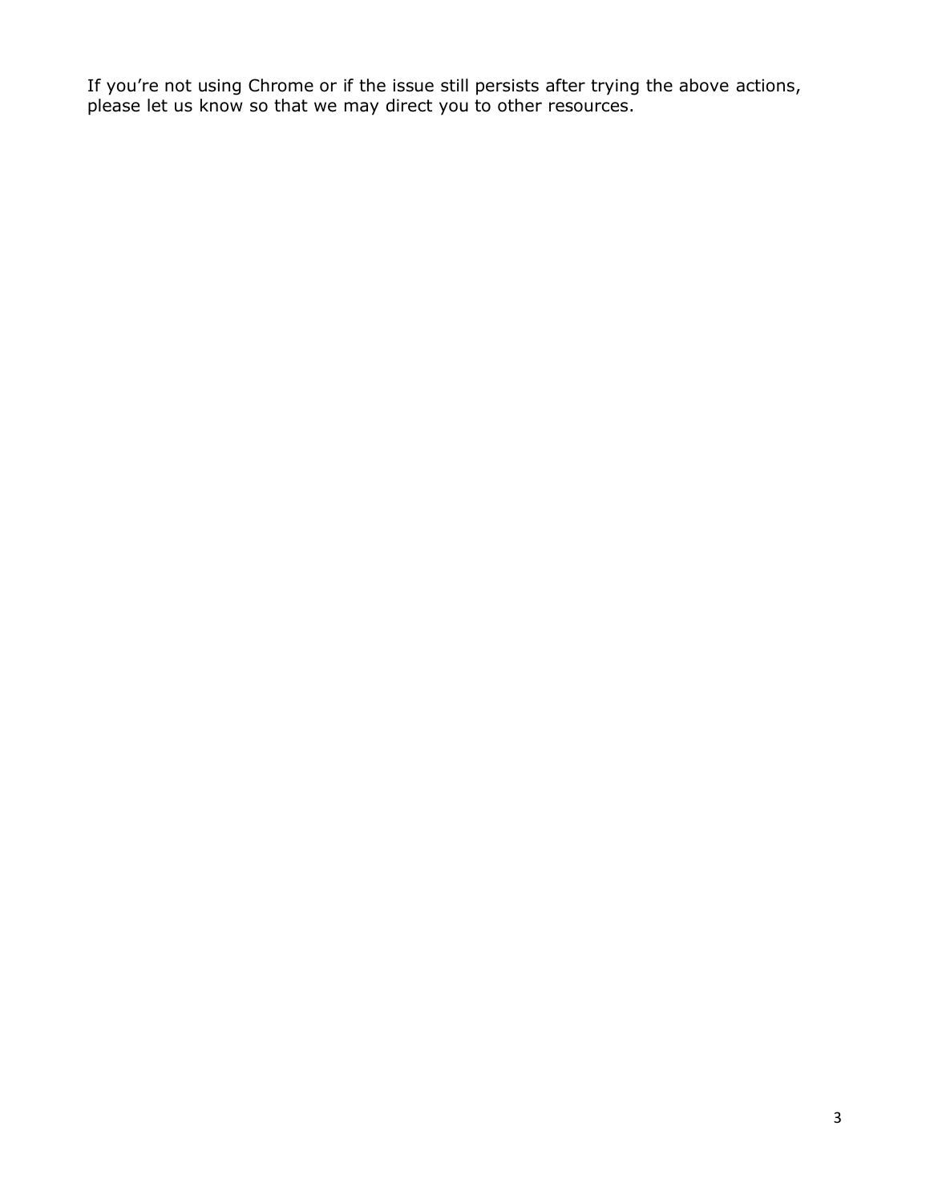If you’re not using Chrome or if the issue still persists after trying the above actions, please let us know so that we may direct you to other resources.